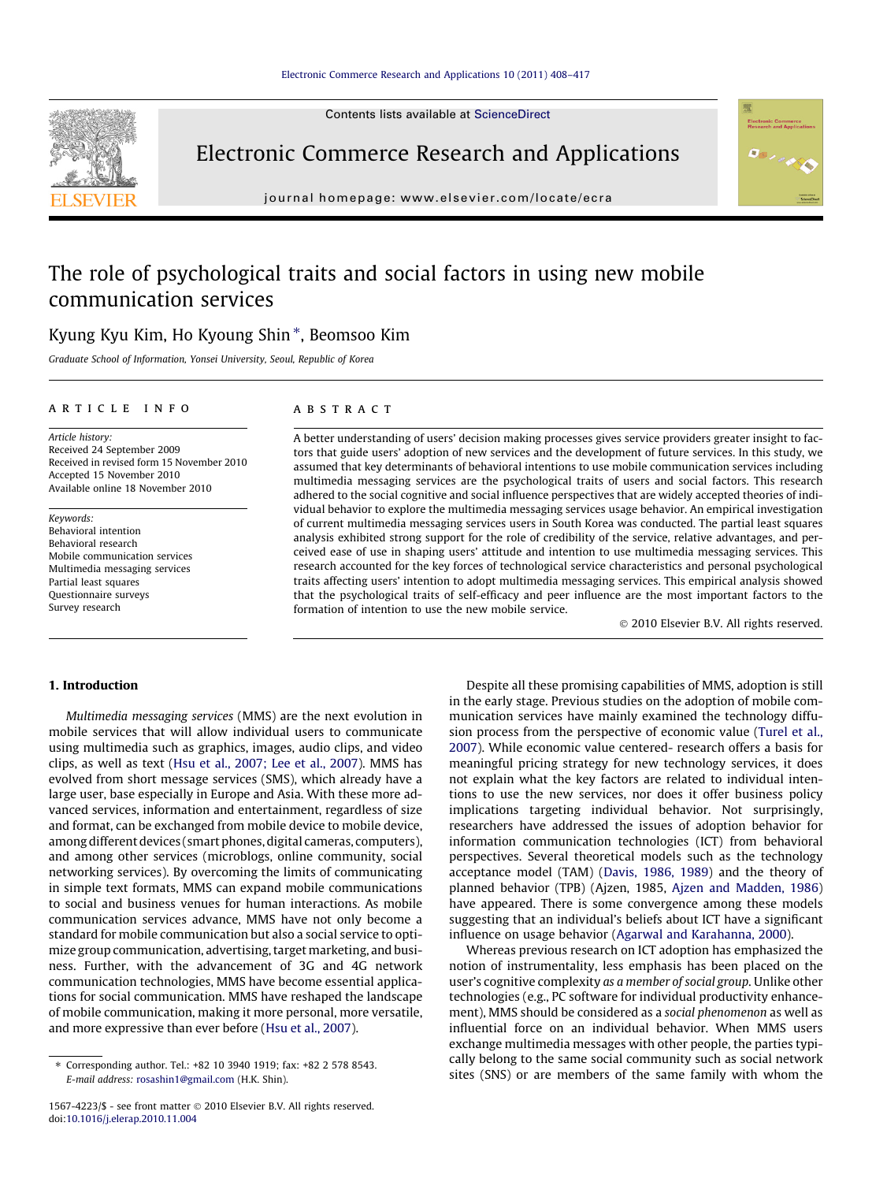# The role of psychological traits and social factors in using new mobile communication services

Kyung Kyu Kim, Ho Kyoung Shin *, Beomsoo Kim

*Graduate School of Information, Yonsei University, Seoul, Republic of Korea*

## ARTICLE INFO

*Article history:*
Received 24 September 2009
Received in revised form 15 November 2010
Accepted 15 November 2010
Available online 18 November 2010

*Keywords:*
Behavioral intention
Behavioral research
Mobile communication services
Multimedia messaging services
Partial least squares
Questionnaire surveys
Survey research

## ABSTRACT

A better understanding of users' decision making processes gives service providers greater insight to factors that guide users' adoption of new services and the development of future services. In this study, we assumed that key determinants of behavioral intentions to use mobile communication services including multimedia messaging services are the psychological traits of users and social factors. This research adhered to the social cognitive and social influence perspectives that are widely accepted theories of individual behavior to explore the multimedia messaging services usage behavior. An empirical investigation of current multimedia messaging services users in South Korea was conducted. The partial least squares analysis exhibited strong support for the role of credibility of the service, relative advantages, and perceived ease of use in shaping users' attitude and intention to use multimedia messaging services. This research accounted for the key forces of technological service characteristics and personal psychological traits affecting users' intention to adopt multimedia messaging services. This empirical analysis showed that the psychological traits of self-efficacy and peer influence are the most important factors to the formation of intention to use the new mobile service.

© 2010 Elsevier B.V. All rights reserved.

## 1. Introduction

*Multimedia messaging services* (MMS) are the next evolution in mobile services that will allow individual users to communicate using multimedia such as graphics, images, audio clips, and video clips, as well as text (Hsu et al., 2007; Lee et al., 2007). MMS has evolved from short message services (SMS), which already have a large user, base especially in Europe and Asia. With these more advanced services, information and entertainment, regardless of size and format, can be exchanged from mobile device to mobile device, among different devices (smart phones, digital cameras, computers), and among other services (microblogs, online community, social networking services). By overcoming the limits of communicating in simple text formats, MMS can expand mobile communications to social and business venues for human interactions. As mobile communication services advance, MMS have not only become a standard for mobile communication but also a social service to optimize group communication, advertising, target marketing, and business. Further, with the advancement of 3G and 4G network communication technologies, MMS have become essential applications for social communication. MMS have reshaped the landscape of mobile communication, making it more personal, more versatile, and more expressive than ever before (Hsu et al., 2007).

Despite all these promising capabilities of MMS, adoption is still in the early stage. Previous studies on the adoption of mobile communication services have mainly examined the technology diffusion process from the perspective of economic value (Turel et al., 2007). While economic value centered- research offers a basis for meaningful pricing strategy for new technology services, it does not explain what the key factors are related to individual intentions to use the new services, nor does it offer business policy implications targeting individual behavior. Not surprisingly, researchers have addressed the issues of adoption behavior for information communication technologies (ICT) from behavioral perspectives. Several theoretical models such as the technology acceptance model (TAM) (Davis, 1986, 1989) and the theory of planned behavior (TPB) (Ajzen, 1985, Ajzen and Madden, 1986) have appeared. There is some convergence among these models suggesting that an individual's beliefs about ICT have a significant influence on usage behavior (Agarwal and Karahanna, 2000).

Whereas previous research on ICT adoption has emphasized the notion of instrumentality, less emphasis has been placed on the user's cognitive complexity *as a member of social group*. Unlike other technologies (e.g., PC software for individual productivity enhancement), MMS should be considered as a *social phenomenon* as well as influential force on an individual behavior. When MMS users exchange multimedia messages with other people, the parties typically belong to the same social community such as social network sites (SNS) or are members of the same family with whom the

* Corresponding author. Tel.: +82 10 3940 1919; fax: +82 2 578 8543.
*E-mail address:* rosashin1@gmail.com (H.K. Shin).

1567-4223/$ - see front matter © 2010 Elsevier B.V. All rights reserved.
doi:10.1016/j.elerap.2010.11.004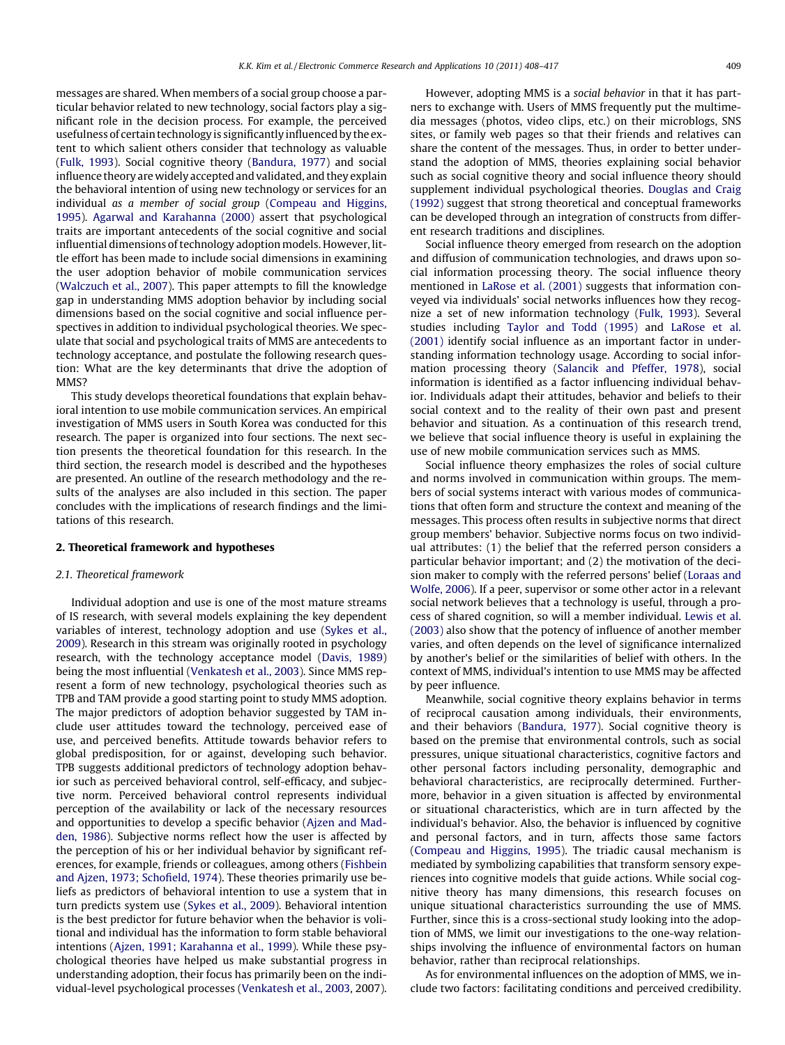messages are shared. When members of a social group choose a particular behavior related to new technology, social factors play a significant role in the decision process. For example, the perceived usefulness of certain technology is significantly influenced by the extent to which salient others consider that technology as valuable (Fulk, 1993). Social cognitive theory (Bandura, 1977) and social influence theory are widely accepted and validated, and they explain the behavioral intention of using new technology or services for an individual *as a member of social group* (Compeau and Higgins, 1995). Agarwal and Karahanna (2000) assert that psychological traits are important antecedents of the social cognitive and social influential dimensions of technology adoption models. However, little effort has been made to include social dimensions in examining the user adoption behavior of mobile communication services (Walczuch et al., 2007). This paper attempts to fill the knowledge gap in understanding MMS adoption behavior by including social dimensions based on the social cognitive and social influence perspectives in addition to individual psychological theories. We speculate that social and psychological traits of MMS are antecedents to technology acceptance, and postulate the following research question: What are the key determinants that drive the adoption of MMS?

This study develops theoretical foundations that explain behavioral intention to use mobile communication services. An empirical investigation of MMS users in South Korea was conducted for this research. The paper is organized into four sections. The next section presents the theoretical foundation for this research. In the third section, the research model is described and the hypotheses are presented. An outline of the research methodology and the results of the analyses are also included in this section. The paper concludes with the implications of research findings and the limitations of this research.

## 2. Theoretical framework and hypotheses

### 2.1. Theoretical framework

Individual adoption and use is one of the most mature streams of IS research, with several models explaining the key dependent variables of interest, technology adoption and use (Sykes et al., 2009). Research in this stream was originally rooted in psychology research, with the technology acceptance model (Davis, 1989) being the most influential (Venkatesh et al., 2003). Since MMS represent a form of new technology, psychological theories such as TPB and TAM provide a good starting point to study MMS adoption. The major predictors of adoption behavior suggested by TAM include user attitudes toward the technology, perceived ease of use, and perceived benefits. Attitude towards behavior refers to global predisposition, for or against, developing such behavior. TPB suggests additional predictors of technology adoption behavior such as perceived behavioral control, self-efficacy, and subjective norm. Perceived behavioral control represents individual perception of the availability or lack of the necessary resources and opportunities to develop a specific behavior (Ajzen and Madden, 1986). Subjective norms reflect how the user is affected by the perception of his or her individual behavior by significant references, for example, friends or colleagues, among others (Fishbein and Ajzen, 1973; Schofield, 1974). These theories primarily use beliefs as predictors of behavioral intention to use a system that in turn predicts system use (Sykes et al., 2009). Behavioral intention is the best predictor for future behavior when the behavior is volitional and individual has the information to form stable behavioral intentions (Ajzen, 1991; Karahanna et al., 1999). While these psychological theories have helped us make substantial progress in understanding adoption, their focus has primarily been on the individual-level psychological processes (Venkatesh et al., 2003, 2007).

However, adopting MMS is a *social behavior* in that it has partners to exchange with. Users of MMS frequently put the multimedia messages (photos, video clips, etc.) on their microblogs, SNS sites, or family web pages so that their friends and relatives can share the content of the messages. Thus, in order to better understand the adoption of MMS, theories explaining social behavior such as social cognitive theory and social influence theory should supplement individual psychological theories. Douglas and Craig (1992) suggest that strong theoretical and conceptual frameworks can be developed through an integration of constructs from different research traditions and disciplines.

Social influence theory emerged from research on the adoption and diffusion of communication technologies, and draws upon social information processing theory. The social influence theory mentioned in LaRose et al. (2001) suggests that information conveyed via individuals' social networks influences how they recognize a set of new information technology (Fulk, 1993). Several studies including Taylor and Todd (1995) and LaRose et al. (2001) identify social influence as an important factor in understanding information technology usage. According to social information processing theory (Salancik and Pfeffer, 1978), social information is identified as a factor influencing individual behavior. Individuals adapt their attitudes, behavior and beliefs to their social context and to the reality of their own past and present behavior and situation. As a continuation of this research trend, we believe that social influence theory is useful in explaining the use of new mobile communication services such as MMS.

Social influence theory emphasizes the roles of social culture and norms involved in communication within groups. The members of social systems interact with various modes of communications that often form and structure the context and meaning of the messages. This process often results in subjective norms that direct group members' behavior. Subjective norms focus on two individual attributes: (1) the belief that the referred person considers a particular behavior important; and (2) the motivation of the decision maker to comply with the referred persons' belief (Loraas and Wolfe, 2006). If a peer, supervisor or some other actor in a relevant social network believes that a technology is useful, through a process of shared cognition, so will a member individual. Lewis et al. (2003) also show that the potency of influence of another member varies, and often depends on the level of significance internalized by another's belief or the similarities of belief with others. In the context of MMS, individual's intention to use MMS may be affected by peer influence.

Meanwhile, social cognitive theory explains behavior in terms of reciprocal causation among individuals, their environments, and their behaviors (Bandura, 1977). Social cognitive theory is based on the premise that environmental controls, such as social pressures, unique situational characteristics, cognitive factors and other personal factors including personality, demographic and behavioral characteristics, are reciprocally determined. Furthermore, behavior in a given situation is affected by environmental or situational characteristics, which are in turn affected by the individual's behavior. Also, the behavior is influenced by cognitive and personal factors, and in turn, affects those same factors (Compeau and Higgins, 1995). The triadic causal mechanism is mediated by symbolizing capabilities that transform sensory experiences into cognitive models that guide actions. While social cognitive theory has many dimensions, this research focuses on unique situational characteristics surrounding the use of MMS. Further, since this is a cross-sectional study looking into the adoption of MMS, we limit our investigations to the one-way relationships involving the influence of environmental factors on human behavior, rather than reciprocal relationships.

As for environmental influences on the adoption of MMS, we include two factors: facilitating conditions and perceived credibility.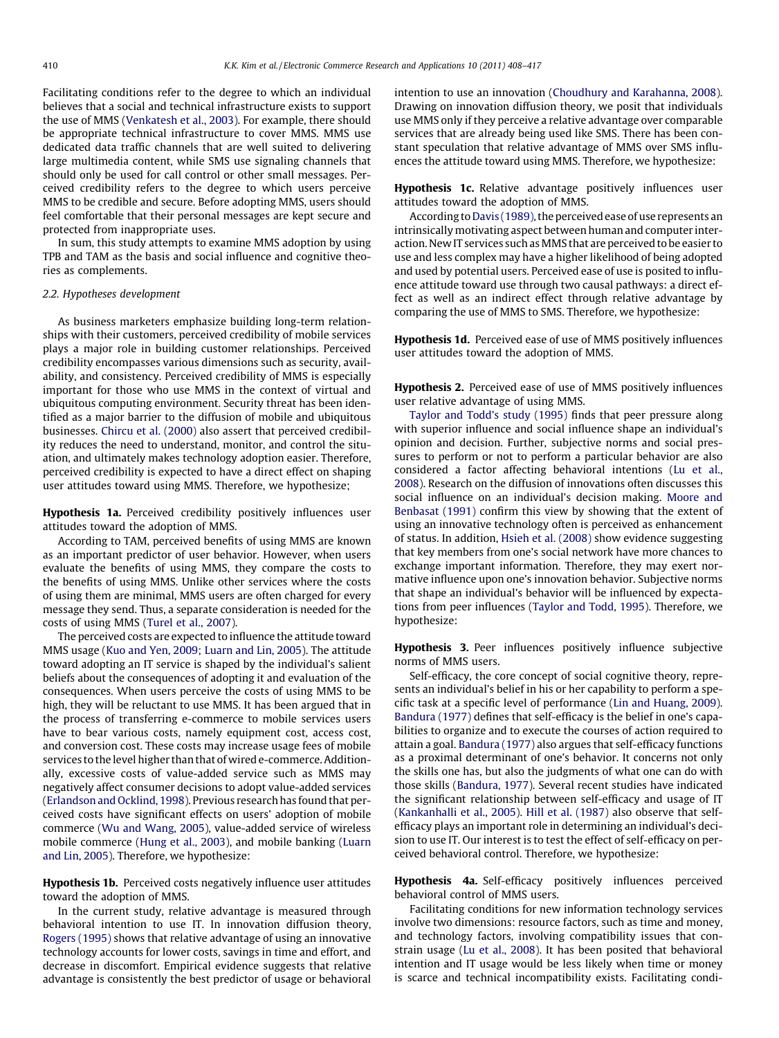Facilitating conditions refer to the degree to which an individual believes that a social and technical infrastructure exists to support the use of MMS (Venkatesh et al., 2003). For example, there should be appropriate technical infrastructure to cover MMS. MMS use dedicated data traffic channels that are well suited to delivering large multimedia content, while SMS use signaling channels that should only be used for call control or other small messages. Perceived credibility refers to the degree to which users perceive MMS to be credible and secure. Before adopting MMS, users should feel comfortable that their personal messages are kept secure and protected from inappropriate uses.

In sum, this study attempts to examine MMS adoption by using TPB and TAM as the basis and social influence and cognitive theories as complements.

### 2.2. Hypotheses development

As business marketers emphasize building long-term relationships with their customers, perceived credibility of mobile services plays a major role in building customer relationships. Perceived credibility encompasses various dimensions such as security, availability, and consistency. Perceived credibility of MMS is especially important for those who use MMS in the context of virtual and ubiquitous computing environment. Security threat has been identified as a major barrier to the diffusion of mobile and ubiquitous businesses. Chircu et al. (2000) also assert that perceived credibility reduces the need to understand, monitor, and control the situation, and ultimately makes technology adoption easier. Therefore, perceived credibility is expected to have a direct effect on shaping user attitudes toward using MMS. Therefore, we hypothesize;

**Hypothesis 1a.** Perceived credibility positively influences user attitudes toward the adoption of MMS.

According to TAM, perceived benefits of using MMS are known as an important predictor of user behavior. However, when users evaluate the benefits of using MMS, they compare the costs to the benefits of using MMS. Unlike other services where the costs of using them are minimal, MMS users are often charged for every message they send. Thus, a separate consideration is needed for the costs of using MMS (Turel et al., 2007).

The perceived costs are expected to influence the attitude toward MMS usage (Kuo and Yen, 2009; Luarn and Lin, 2005). The attitude toward adopting an IT service is shaped by the individual's salient beliefs about the consequences of adopting it and evaluation of the consequences. When users perceive the costs of using MMS to be high, they will be reluctant to use MMS. It has been argued that in the process of transferring e-commerce to mobile services users have to bear various costs, namely equipment cost, access cost, and conversion cost. These costs may increase usage fees of mobile services to the level higher than that of wired e-commerce. Additionally, excessive costs of value-added service such as MMS may negatively affect consumer decisions to adopt value-added services (Erlandson and Ocklind, 1998). Previous research has found that perceived costs have significant effects on users' adoption of mobile commerce (Wu and Wang, 2005), value-added service of wireless mobile commerce (Hung et al., 2003), and mobile banking (Luarn and Lin, 2005). Therefore, we hypothesize:

**Hypothesis 1b.** Perceived costs negatively influence user attitudes toward the adoption of MMS.

In the current study, relative advantage is measured through behavioral intention to use IT. In innovation diffusion theory, Rogers (1995) shows that relative advantage of using an innovative technology accounts for lower costs, savings in time and effort, and decrease in discomfort. Empirical evidence suggests that relative advantage is consistently the best predictor of usage or behavioral intention to use an innovation (Choudhury and Karahanna, 2008). Drawing on innovation diffusion theory, we posit that individuals use MMS only if they perceive a relative advantage over comparable services that are already being used like SMS. There has been constant speculation that relative advantage of MMS over SMS influences the attitude toward using MMS. Therefore, we hypothesize:

**Hypothesis 1c.** Relative advantage positively influences user attitudes toward the adoption of MMS.

According to Davis (1989), the perceived ease of use represents an intrinsically motivating aspect between human and computer interaction. New IT services such as MMS that are perceived to be easier to use and less complex may have a higher likelihood of being adopted and used by potential users. Perceived ease of use is posited to influence attitude toward use through two causal pathways: a direct effect as well as an indirect effect through relative advantage by comparing the use of MMS to SMS. Therefore, we hypothesize:

**Hypothesis 1d.** Perceived ease of use of MMS positively influences user attitudes toward the adoption of MMS.

**Hypothesis 2.** Perceived ease of use of MMS positively influences user relative advantage of using MMS.

Taylor and Todd's study (1995) finds that peer pressure along with superior influence and social influence shape an individual's opinion and decision. Further, subjective norms and social pressures to perform or not to perform a particular behavior are also considered a factor affecting behavioral intentions (Lu et al., 2008). Research on the diffusion of innovations often discusses this social influence on an individual's decision making. Moore and Benbasat (1991) confirm this view by showing that the extent of using an innovative technology often is perceived as enhancement of status. In addition, Hsieh et al. (2008) show evidence suggesting that key members from one's social network have more chances to exchange important information. Therefore, they may exert normative influence upon one's innovation behavior. Subjective norms that shape an individual's behavior will be influenced by expectations from peer influences (Taylor and Todd, 1995). Therefore, we hypothesize:

**Hypothesis 3.** Peer influences positively influence subjective norms of MMS users.

Self-efficacy, the core concept of social cognitive theory, represents an individual's belief in his or her capability to perform a specific task at a specific level of performance (Lin and Huang, 2009). Bandura (1977) defines that self-efficacy is the belief in one's capabilities to organize and to execute the courses of action required to attain a goal. Bandura (1977) also argues that self-efficacy functions as a proximal determinant of one's behavior. It concerns not only the skills one has, but also the judgments of what one can do with those skills (Bandura, 1977). Several recent studies have indicated the significant relationship between self-efficacy and usage of IT (Kankanhalli et al., 2005). Hill et al. (1987) also observe that self-efficacy plays an important role in determining an individual's decision to use IT. Our interest is to test the effect of self-efficacy on perceived behavioral control. Therefore, we hypothesize:

**Hypothesis 4a.** Self-efficacy positively influences perceived behavioral control of MMS users.

Facilitating conditions for new information technology services involve two dimensions: resource factors, such as time and money, and technology factors, involving compatibility issues that constrain usage (Lu et al., 2008). It has been posited that behavioral intention and IT usage would be less likely when time or money is scarce and technical incompatibility exists. Facilitating condi-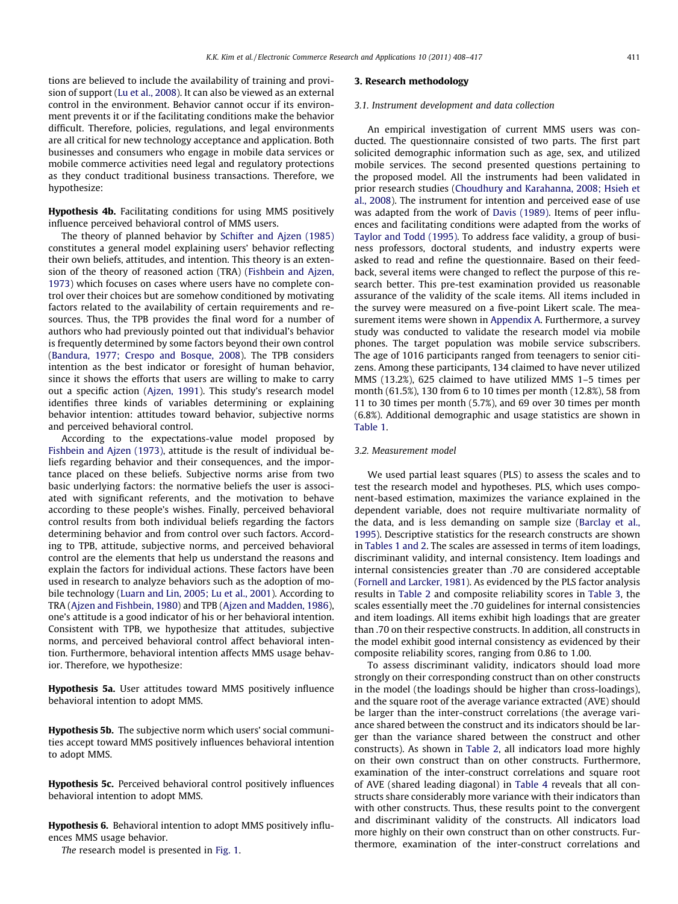tions are believed to include the availability of training and provision of support (Lu et al., 2008). It can also be viewed as an external control in the environment. Behavior cannot occur if its environment prevents it or if the facilitating conditions make the behavior difficult. Therefore, policies, regulations, and legal environments are all critical for new technology acceptance and application. Both businesses and consumers who engage in mobile data services or mobile commerce activities need legal and regulatory protections as they conduct traditional business transactions. Therefore, we hypothesize:

**Hypothesis 4b.** Facilitating conditions for using MMS positively influence perceived behavioral control of MMS users.

The theory of planned behavior by Schifter and Ajzen (1985) constitutes a general model explaining users' behavior reflecting their own beliefs, attitudes, and intention. This theory is an extension of the theory of reasoned action (TRA) (Fishbein and Ajzen, 1973) which focuses on cases where users have no complete control over their choices but are somehow conditioned by motivating factors related to the availability of certain requirements and resources. Thus, the TPB provides the final word for a number of authors who had previously pointed out that individual's behavior is frequently determined by some factors beyond their own control (Bandura, 1977; Crespo and Bosque, 2008). The TPB considers intention as the best indicator or foresight of human behavior, since it shows the efforts that users are willing to make to carry out a specific action (Ajzen, 1991). This study's research model identifies three kinds of variables determining or explaining behavior intention: attitudes toward behavior, subjective norms and perceived behavioral control.

According to the expectations-value model proposed by Fishbein and Ajzen (1973), attitude is the result of individual beliefs regarding behavior and their consequences, and the importance placed on these beliefs. Subjective norms arise from two basic underlying factors: the normative beliefs the user is associated with significant referents, and the motivation to behave according to these people's wishes. Finally, perceived behavioral control results from both individual beliefs regarding the factors determining behavior and from control over such factors. According to TPB, attitude, subjective norms, and perceived behavioral control are the elements that help us understand the reasons and explain the factors for individual actions. These factors have been used in research to analyze behaviors such as the adoption of mobile technology (Luarn and Lin, 2005; Lu et al., 2001). According to TRA (Ajzen and Fishbein, 1980) and TPB (Ajzen and Madden, 1986), one's attitude is a good indicator of his or her behavioral intention. Consistent with TPB, we hypothesize that attitudes, subjective norms, and perceived behavioral control affect behavioral intention. Furthermore, behavioral intention affects MMS usage behavior. Therefore, we hypothesize:

**Hypothesis 5a.** User attitudes toward MMS positively influence behavioral intention to adopt MMS.

**Hypothesis 5b.** The subjective norm which users' social communities accept toward MMS positively influences behavioral intention to adopt MMS.

**Hypothesis 5c.** Perceived behavioral control positively influences behavioral intention to adopt MMS.

**Hypothesis 6.** Behavioral intention to adopt MMS positively influences MMS usage behavior.

The research model is presented in Fig. 1.

## 3. Research methodology

### 3.1. Instrument development and data collection

An empirical investigation of current MMS users was conducted. The questionnaire consisted of two parts. The first part solicited demographic information such as age, sex, and utilized mobile services. The second presented questions pertaining to the proposed model. All the instruments had been validated in prior research studies (Choudhury and Karahanna, 2008; Hsieh et al., 2008). The instrument for intention and perceived ease of use was adapted from the work of Davis (1989). Items of peer influences and facilitating conditions were adapted from the works of Taylor and Todd (1995). To address face validity, a group of business professors, doctoral students, and industry experts were asked to read and refine the questionnaire. Based on their feedback, several items were changed to reflect the purpose of this research better. This pre-test examination provided us reasonable assurance of the validity of the scale items. All items included in the survey were measured on a five-point Likert scale. The measurement items were shown in Appendix A. Furthermore, a survey study was conducted to validate the research model via mobile phones. The target population was mobile service subscribers. The age of 1016 participants ranged from teenagers to senior citizens. Among these participants, 134 claimed to have never utilized MMS (13.2%), 625 claimed to have utilized MMS 1–5 times per month (61.5%), 130 from 6 to 10 times per month (12.8%), 58 from 11 to 30 times per month (5.7%), and 69 over 30 times per month (6.8%). Additional demographic and usage statistics are shown in Table 1.

### 3.2. Measurement model

We used partial least squares (PLS) to assess the scales and to test the research model and hypotheses. PLS, which uses component-based estimation, maximizes the variance explained in the dependent variable, does not require multivariate normality of the data, and is less demanding on sample size (Barclay et al., 1995). Descriptive statistics for the research constructs are shown in Tables 1 and 2. The scales are assessed in terms of item loadings, discriminant validity, and internal consistency. Item loadings and internal consistencies greater than .70 are considered acceptable (Fornell and Larcker, 1981). As evidenced by the PLS factor analysis results in Table 2 and composite reliability scores in Table 3, the scales essentially meet the .70 guidelines for internal consistencies and item loadings. All items exhibit high loadings that are greater than .70 on their respective constructs. In addition, all constructs in the model exhibit good internal consistency as evidenced by their composite reliability scores, ranging from 0.86 to 1.00.

To assess discriminant validity, indicators should load more strongly on their corresponding construct than on other constructs in the model (the loadings should be higher than cross-loadings), and the square root of the average variance extracted (AVE) should be larger than the inter-construct correlations (the average variance shared between the construct and its indicators should be larger than the variance shared between the construct and other constructs). As shown in Table 2, all indicators load more highly on their own construct than on other constructs. Furthermore, examination of the inter-construct correlations and square root of AVE (shared leading diagonal) in Table 4 reveals that all constructs share considerably more variance with their indicators than with other constructs. Thus, these results point to the convergent and discriminant validity of the constructs. All indicators load more highly on their own construct than on other constructs. Furthermore, examination of the inter-construct correlations and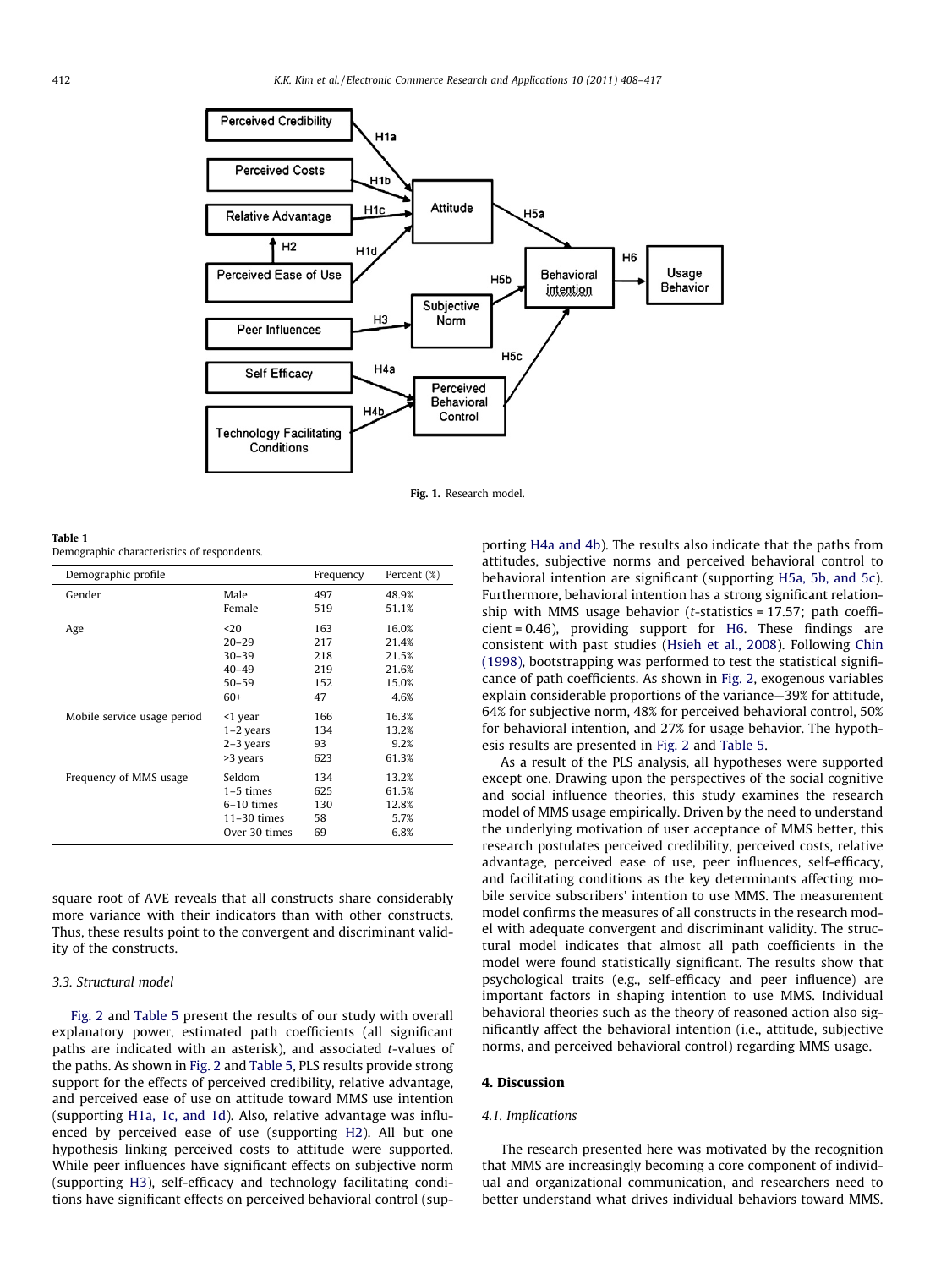Fig. 1. Research model.

Table 1
Demographic characteristics of respondents.

| Demographic profile | | Frequency | Percent (%) |
|---|---|---|---|
| Gender | Male | 497 | 48.9% |
| | Female | 519 | 51.1% |
| Age | <20 | 163 | 16.0% |
| | 20–29 | 217 | 21.4% |
| | 30–39 | 218 | 21.5% |
| | 40–49 | 219 | 21.6% |
| | 50–59 | 152 | 15.0% |
| | 60+ | 47 | 4.6% |
| Mobile service usage period | <1 year | 166 | 16.3% |
| | 1–2 years | 134 | 13.2% |
| | 2–3 years | 93 | 9.2% |
| | >3 years | 623 | 61.3% |
| Frequency of MMS usage | Seldom | 134 | 13.2% |
| | 1–5 times | 625 | 61.5% |
| | 6–10 times | 130 | 12.8% |
| | 11–30 times | 58 | 5.7% |
| | Over 30 times | 69 | 6.8% |

square root of AVE reveals that all constructs share considerably more variance with their indicators than with other constructs. Thus, these results point to the convergent and discriminant validity of the constructs.

### 3.3. Structural model

Fig. 2 and Table 5 present the results of our study with overall explanatory power, estimated path coefficients (all significant paths are indicated with an asterisk), and associated t-values of the paths. As shown in Fig. 2 and Table 5, PLS results provide strong support for the effects of perceived credibility, relative advantage, and perceived ease of use on attitude toward MMS use intention (supporting H1a, 1c, and 1d). Also, relative advantage was influenced by perceived ease of use (supporting H2). All but one hypothesis linking perceived costs to attitude were supported. While peer influences have significant effects on subjective norm (supporting H3), self-efficacy and technology facilitating conditions have significant effects on perceived behavioral control (supporting H4a and 4b). The results also indicate that the paths from attitudes, subjective norms and perceived behavioral control to behavioral intention are significant (supporting H5a, 5b, and 5c). Furthermore, behavioral intention has a strong significant relationship with MMS usage behavior (*t*-statistics = 17.57; path coefficient = 0.46), providing support for H6. These findings are consistent with past studies (Hsieh et al., 2008). Following Chin (1998), bootstrapping was performed to test the statistical significance of path coefficients. As shown in Fig. 2, exogenous variables explain considerable proportions of the variance—39% for attitude, 64% for subjective norm, 48% for perceived behavioral control, 50% for behavioral intention, and 27% for usage behavior. The hypothesis results are presented in Fig. 2 and Table 5.

As a result of the PLS analysis, all hypotheses were supported except one. Drawing upon the perspectives of the social cognitive and social influence theories, this study examines the research model of MMS usage empirically. Driven by the need to understand the underlying motivation of user acceptance of MMS better, this research postulates perceived credibility, perceived costs, relative advantage, perceived ease of use, peer influences, self-efficacy, and facilitating conditions as the key determinants affecting mobile service subscribers' intention to use MMS. The measurement model confirms the measures of all constructs in the research model with adequate convergent and discriminant validity. The structural model indicates that almost all path coefficients in the model were found statistically significant. The results show that psychological traits (e.g., self-efficacy and peer influence) are important factors in shaping intention to use MMS. Individual behavioral theories such as the theory of reasoned action also significantly affect the behavioral intention (i.e., attitude, subjective norms, and perceived behavioral control) regarding MMS usage.

## 4. Discussion

### 4.1. Implications

The research presented here was motivated by the recognition that MMS are increasingly becoming a core component of individual and organizational communication, and researchers need to better understand what drives individual behaviors toward MMS.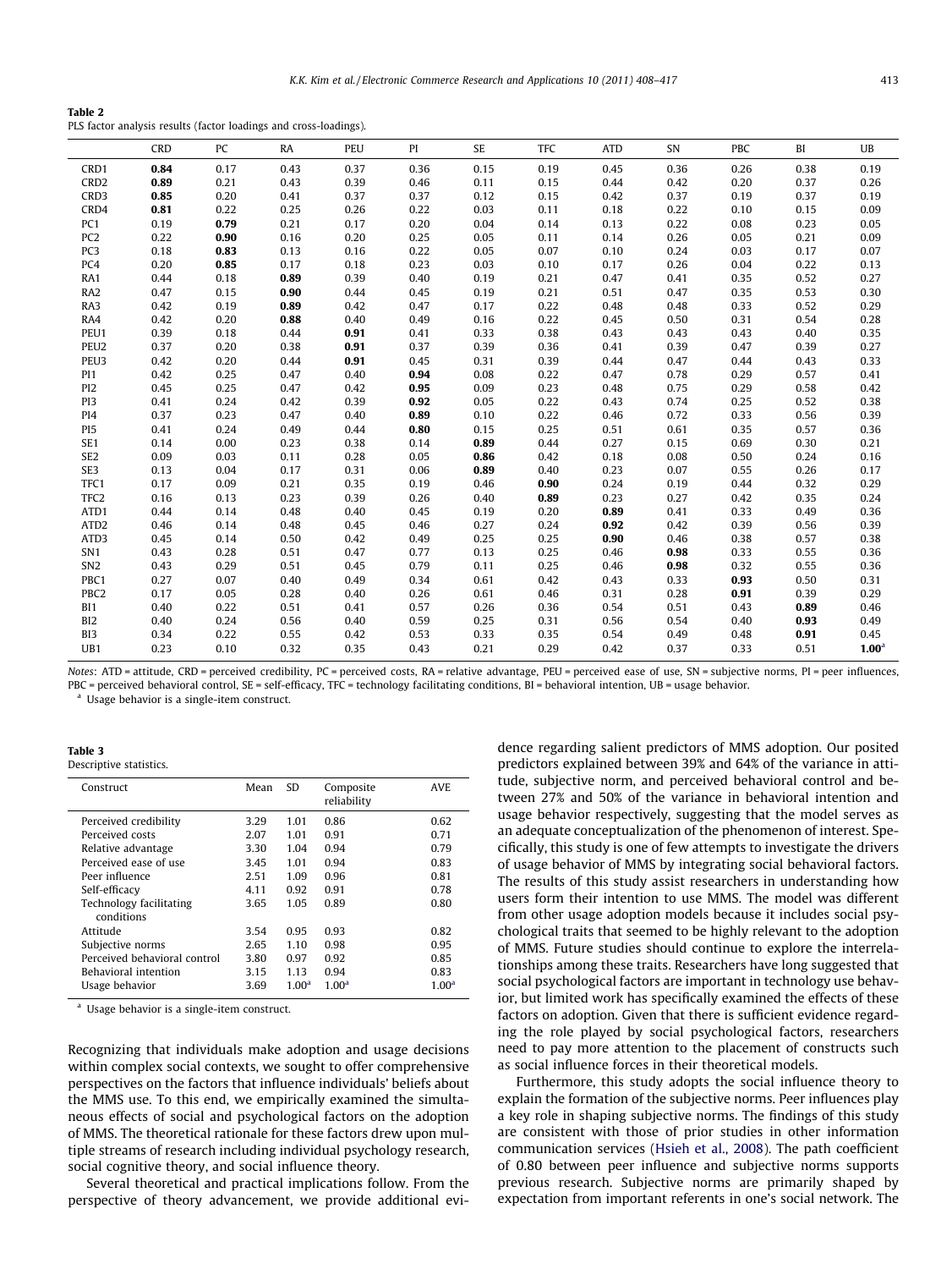**Table 2**
PLS factor analysis results (factor loadings and cross-loadings).

| | CRD | PC | RA | PEU | PI | SE | TFC | ATD | SN | PBC | BI | UB |
|---|---|---|---|---|---|---|---|---|---|---|---|---|
| CRD1 | **0.84** | 0.17 | 0.43 | 0.37 | 0.36 | 0.15 | 0.19 | 0.45 | 0.36 | 0.26 | 0.38 | 0.19 |
| CRD2 | **0.89** | 0.21 | 0.43 | 0.39 | 0.46 | 0.11 | 0.15 | 0.44 | 0.42 | 0.20 | 0.37 | 0.26 |
| CRD3 | **0.85** | 0.20 | 0.41 | 0.37 | 0.37 | 0.12 | 0.15 | 0.42 | 0.37 | 0.19 | 0.37 | 0.19 |
| CRD4 | **0.81** | 0.22 | 0.25 | 0.26 | 0.22 | 0.03 | 0.11 | 0.18 | 0.22 | 0.10 | 0.15 | 0.09 |
| PC1 | 0.19 | **0.79** | 0.21 | 0.17 | 0.20 | 0.04 | 0.14 | 0.13 | 0.22 | 0.08 | 0.23 | 0.05 |
| PC2 | 0.22 | **0.90** | 0.16 | 0.20 | 0.25 | 0.05 | 0.11 | 0.14 | 0.26 | 0.05 | 0.21 | 0.09 |
| PC3 | 0.18 | **0.83** | 0.13 | 0.16 | 0.22 | 0.05 | 0.07 | 0.10 | 0.24 | 0.03 | 0.17 | 0.07 |
| PC4 | 0.20 | **0.85** | 0.17 | 0.18 | 0.23 | 0.03 | 0.10 | 0.17 | 0.26 | 0.04 | 0.22 | 0.13 |
| RA1 | 0.44 | 0.18 | **0.89** | 0.39 | 0.40 | 0.19 | 0.21 | 0.47 | 0.41 | 0.35 | 0.52 | 0.27 |
| RA2 | 0.47 | 0.15 | **0.90** | 0.44 | 0.45 | 0.19 | 0.21 | 0.51 | 0.47 | 0.35 | 0.53 | 0.30 |
| RA3 | 0.42 | 0.19 | **0.89** | 0.42 | 0.47 | 0.17 | 0.22 | 0.48 | 0.48 | 0.33 | 0.52 | 0.29 |
| RA4 | 0.42 | 0.20 | **0.88** | 0.40 | 0.49 | 0.16 | 0.22 | 0.45 | 0.50 | 0.31 | 0.54 | 0.28 |
| PEU1 | 0.39 | 0.18 | 0.44 | **0.91** | 0.41 | 0.33 | 0.38 | 0.43 | 0.43 | 0.43 | 0.40 | 0.35 |
| PEU2 | 0.37 | 0.20 | 0.38 | **0.91** | 0.37 | 0.39 | 0.36 | 0.41 | 0.39 | 0.47 | 0.39 | 0.27 |
| PEU3 | 0.42 | 0.20 | 0.44 | **0.91** | 0.45 | 0.31 | 0.39 | 0.44 | 0.47 | 0.44 | 0.43 | 0.33 |
| PI1 | 0.42 | 0.25 | 0.47 | 0.40 | **0.94** | 0.08 | 0.22 | 0.47 | 0.78 | 0.29 | 0.57 | 0.41 |
| PI2 | 0.45 | 0.25 | 0.47 | 0.42 | **0.95** | 0.09 | 0.23 | 0.48 | 0.75 | 0.29 | 0.58 | 0.42 |
| PI3 | 0.41 | 0.24 | 0.42 | 0.39 | **0.92** | 0.05 | 0.22 | 0.43 | 0.74 | 0.25 | 0.52 | 0.38 |
| PI4 | 0.37 | 0.23 | 0.47 | 0.40 | **0.89** | 0.10 | 0.22 | 0.46 | 0.72 | 0.33 | 0.56 | 0.39 |
| PI5 | 0.41 | 0.24 | 0.49 | 0.44 | **0.80** | 0.15 | 0.25 | 0.51 | 0.61 | 0.35 | 0.57 | 0.36 |
| SE1 | 0.14 | 0.00 | 0.23 | 0.38 | 0.14 | **0.89** | 0.44 | 0.27 | 0.15 | 0.69 | 0.30 | 0.21 |
| SE2 | 0.09 | 0.03 | 0.11 | 0.28 | 0.05 | **0.86** | 0.42 | 0.18 | 0.08 | 0.50 | 0.24 | 0.16 |
| SE3 | 0.13 | 0.04 | 0.17 | 0.31 | 0.06 | **0.89** | 0.40 | 0.23 | 0.07 | 0.55 | 0.26 | 0.17 |
| TFC1 | 0.17 | 0.09 | 0.21 | 0.35 | 0.19 | 0.46 | **0.90** | 0.24 | 0.19 | 0.44 | 0.32 | 0.29 |
| TFC2 | 0.16 | 0.13 | 0.23 | 0.39 | 0.26 | 0.40 | **0.89** | 0.23 | 0.27 | 0.42 | 0.35 | 0.24 |
| ATD1 | 0.44 | 0.14 | 0.48 | 0.40 | 0.45 | 0.19 | 0.20 | **0.89** | 0.41 | 0.33 | 0.49 | 0.36 |
| ATD2 | 0.46 | 0.14 | 0.48 | 0.45 | 0.46 | 0.27 | 0.24 | **0.92** | 0.42 | 0.39 | 0.56 | 0.39 |
| ATD3 | 0.45 | 0.14 | 0.50 | 0.42 | 0.49 | 0.25 | 0.25 | **0.90** | 0.46 | 0.38 | 0.57 | 0.38 |
| SN1 | 0.43 | 0.28 | 0.51 | 0.47 | 0.77 | 0.13 | 0.25 | 0.46 | **0.98** | 0.33 | 0.55 | 0.36 |
| SN2 | 0.43 | 0.29 | 0.51 | 0.45 | 0.79 | 0.11 | 0.25 | 0.46 | **0.98** | 0.32 | 0.55 | 0.36 |
| PBC1 | 0.27 | 0.07 | 0.40 | 0.49 | 0.34 | 0.61 | 0.42 | 0.43 | 0.33 | **0.93** | 0.50 | 0.31 |
| PBC2 | 0.17 | 0.05 | 0.28 | 0.40 | 0.26 | 0.61 | 0.46 | 0.31 | 0.28 | **0.91** | 0.39 | 0.29 |
| BI1 | 0.40 | 0.22 | 0.51 | 0.41 | 0.57 | 0.26 | 0.36 | 0.54 | 0.51 | 0.43 | **0.89** | 0.46 |
| BI2 | 0.40 | 0.24 | 0.56 | 0.40 | 0.59 | 0.25 | 0.31 | 0.56 | 0.54 | 0.40 | **0.93** | 0.49 |
| BI3 | 0.34 | 0.22 | 0.55 | 0.42 | 0.53 | 0.33 | 0.35 | 0.54 | 0.49 | 0.48 | **0.91** | 0.45 |
| UB1 | 0.23 | 0.10 | 0.32 | 0.35 | 0.43 | 0.21 | 0.29 | 0.42 | 0.37 | 0.33 | 0.51 | **1.00**[a] |

*Notes*: ATD = attitude, CRD = perceived credibility, PC = perceived costs, RA = relative advantage, PEU = perceived ease of use, SN = subjective norms, PI = peer influences, PBC = perceived behavioral control, SE = self-efficacy, TFC = technology facilitating conditions, BI = behavioral intention, UB = usage behavior.

[a] Usage behavior is a single-item construct.

**Table 3**
Descriptive statistics.

| Construct | Mean | SD | Composite reliability | AVE |
|---|---|---|---|---|
| Perceived credibility | 3.29 | 1.01 | 0.86 | 0.62 |
| Perceived costs | 2.07 | 1.01 | 0.91 | 0.71 |
| Relative advantage | 3.30 | 1.04 | 0.94 | 0.79 |
| Perceived ease of use | 3.45 | 1.01 | 0.94 | 0.83 |
| Peer influence | 2.51 | 1.09 | 0.96 | 0.81 |
| Self-efficacy | 4.11 | 0.92 | 0.91 | 0.78 |
| Technology facilitating conditions | 3.65 | 1.05 | 0.89 | 0.80 |
| Attitude | 3.54 | 0.95 | 0.93 | 0.82 |
| Subjective norms | 2.65 | 1.10 | 0.98 | 0.95 |
| Perceived behavioral control | 3.80 | 0.97 | 0.92 | 0.85 |
| Behavioral intention | 3.15 | 1.13 | 0.94 | 0.83 |
| Usage behavior | 3.69 | 1.00[a] | 1.00[a] | 1.00[a] |

[a] Usage behavior is a single-item construct.

Recognizing that individuals make adoption and usage decisions within complex social contexts, we sought to offer comprehensive perspectives on the factors that influence individuals' beliefs about the MMS use. To this end, we empirically examined the simultaneous effects of social and psychological factors on the adoption of MMS. The theoretical rationale for these factors drew upon multiple streams of research including individual psychology research, social cognitive theory, and social influence theory.

Several theoretical and practical implications follow. From the perspective of theory advancement, we provide additional evidence regarding salient predictors of MMS adoption. Our posited predictors explained between 39% and 64% of the variance in attitude, subjective norm, and perceived behavioral control and between 27% and 50% of the variance in behavioral intention and usage behavior respectively, suggesting that the model serves as an adequate conceptualization of the phenomenon of interest. Specifically, this study is one of few attempts to investigate the drivers of usage behavior of MMS by integrating social behavioral factors. The results of this study assist researchers in understanding how users form their intention to use MMS. The model was different from other usage adoption models because it includes social psychological traits that seemed to be highly relevant to the adoption of MMS. Future studies should continue to explore the interrelationships among these traits. Researchers have long suggested that social psychological factors are important in technology use behavior, but limited work has specifically examined the effects of these factors on adoption. Given that there is sufficient evidence regarding the role played by social psychological factors, researchers need to pay more attention to the placement of constructs such as social influence forces in their theoretical models.

Furthermore, this study adopts the social influence theory to explain the formation of the subjective norms. Peer influences play a key role in shaping subjective norms. The findings of this study are consistent with those of prior studies in other information communication services (Hsieh et al., 2008). The path coefficient of 0.80 between peer influence and subjective norms supports previous research. Subjective norms are primarily shaped by expectation from important referents in one's social network. The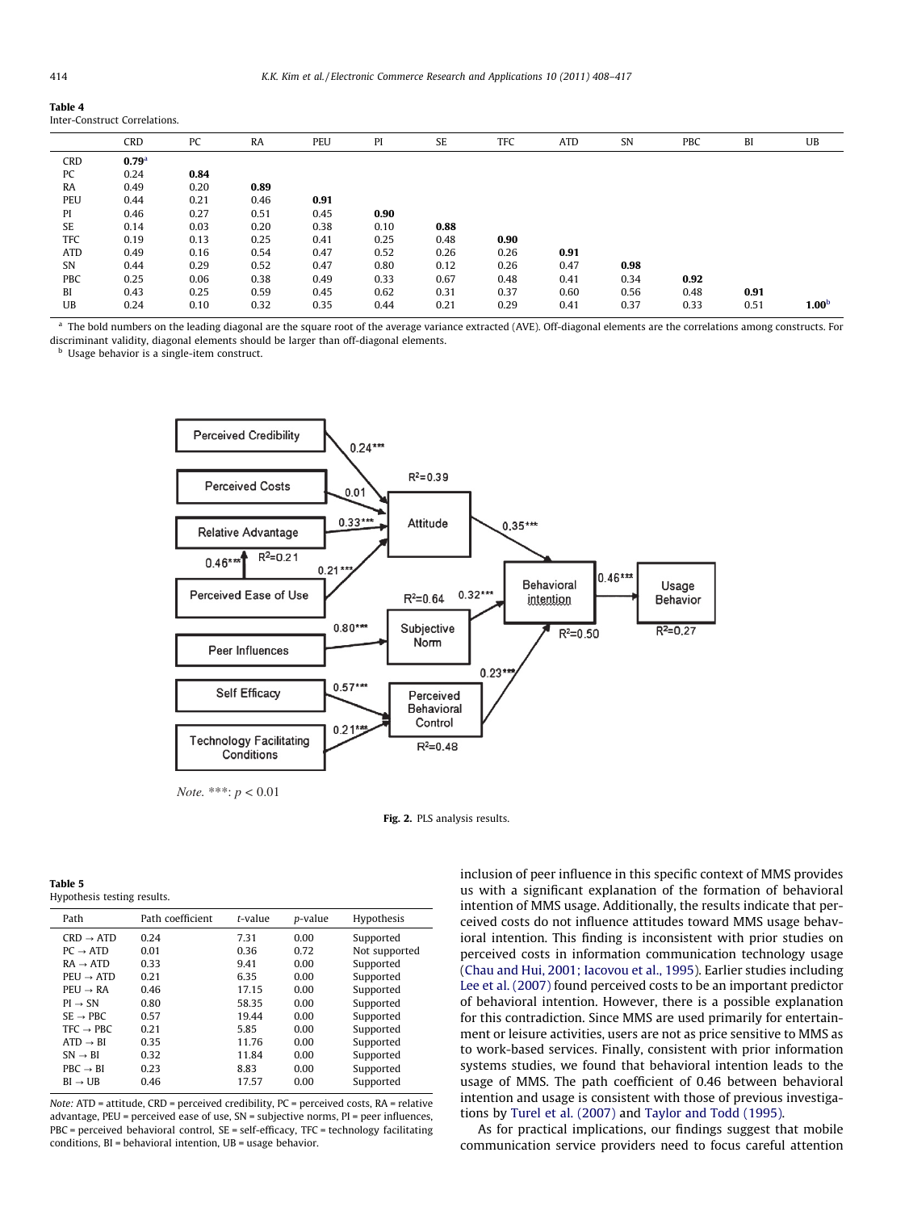**Table 4**
Inter-Construct Correlations.

| | CRD | PC | RA | PEU | PI | SE | TFC | ATD | SN | PBC | BI | UB |
|---|---|---|---|---|---|---|---|---|---|---|---|---|
| CRD | **0.79**[a] | | | | | | | | | | | |
| PC | 0.24 | **0.84** | | | | | | | | | | |
| RA | 0.49 | 0.20 | **0.89** | | | | | | | | | |
| PEU | 0.44 | 0.21 | 0.46 | **0.91** | | | | | | | | |
| PI | 0.46 | 0.27 | 0.51 | 0.45 | **0.90** | | | | | | | |
| SE | 0.14 | 0.03 | 0.20 | 0.38 | 0.10 | **0.88** | | | | | | |
| TFC | 0.19 | 0.13 | 0.25 | 0.41 | 0.25 | 0.48 | **0.90** | | | | | |
| ATD | 0.49 | 0.16 | 0.54 | 0.47 | 0.52 | 0.26 | 0.26 | **0.91** | | | | |
| SN | 0.44 | 0.29 | 0.52 | 0.47 | 0.80 | 0.12 | 0.26 | 0.47 | **0.98** | | | |
| PBC | 0.25 | 0.06 | 0.38 | 0.49 | 0.33 | 0.67 | 0.48 | 0.41 | 0.34 | **0.92** | | |
| BI | 0.43 | 0.25 | 0.59 | 0.45 | 0.62 | 0.31 | 0.37 | 0.60 | 0.56 | 0.48 | **0.91** | |
| UB | 0.24 | 0.10 | 0.32 | 0.35 | 0.44 | 0.21 | 0.29 | 0.41 | 0.37 | 0.33 | 0.51 | **1.00**[b] |

[a] The bold numbers on the leading diagonal are the square root of the average variance extracted (AVE). Off-diagonal elements are the correlations among constructs. For discriminant validity, diagonal elements should be larger than off-diagonal elements.
[b] Usage behavior is a single-item construct.

*Note.* ***: $p < 0.01$

**Fig. 2.** PLS analysis results.

**Table 5**
Hypothesis testing results.

| Path | Path coefficient | *t*-value | *p*-value | Hypothesis |
|---|---|---|---|---|
| CRD → ATD | 0.24 | 7.31 | 0.00 | Supported |
| PC → ATD | 0.01 | 0.36 | 0.72 | Not supported |
| RA → ATD | 0.33 | 9.41 | 0.00 | Supported |
| PEU → ATD | 0.21 | 6.35 | 0.00 | Supported |
| PEU → RA | 0.46 | 17.15 | 0.00 | Supported |
| PI → SN | 0.80 | 58.35 | 0.00 | Supported |
| SE → PBC | 0.57 | 19.44 | 0.00 | Supported |
| TFC → PBC | 0.21 | 5.85 | 0.00 | Supported |
| ATD → BI | 0.35 | 11.76 | 0.00 | Supported |
| SN → BI | 0.32 | 11.84 | 0.00 | Supported |
| PBC → BI | 0.23 | 8.83 | 0.00 | Supported |
| BI → UB | 0.46 | 17.57 | 0.00 | Supported |

*Note:* ATD = attitude, CRD = perceived credibility, PC = perceived costs, RA = relative advantage, PEU = perceived ease of use, SN = subjective norms, PI = peer influences, PBC = perceived behavioral control, SE = self-efficacy, TFC = technology facilitating conditions, BI = behavioral intention, UB = usage behavior.

inclusion of peer influence in this specific context of MMS provides us with a significant explanation of the formation of behavioral intention of MMS usage. Additionally, the results indicate that perceived costs do not influence attitudes toward MMS usage behavioral intention. This finding is inconsistent with prior studies on perceived costs in information communication technology usage (Chau and Hui, 2001; Iacovou et al., 1995). Earlier studies including Lee et al. (2007) found perceived costs to be an important predictor of behavioral intention. However, there is a possible explanation for this contradiction. Since MMS are used primarily for entertainment or leisure activities, users are not as price sensitive to MMS as to work-based services. Finally, consistent with prior information systems studies, we found that behavioral intention leads to the usage of MMS. The path coefficient of 0.46 between behavioral intention and usage is consistent with those of previous investigations by Turel et al. (2007) and Taylor and Todd (1995).

As for practical implications, our findings suggest that mobile communication service providers need to focus careful attention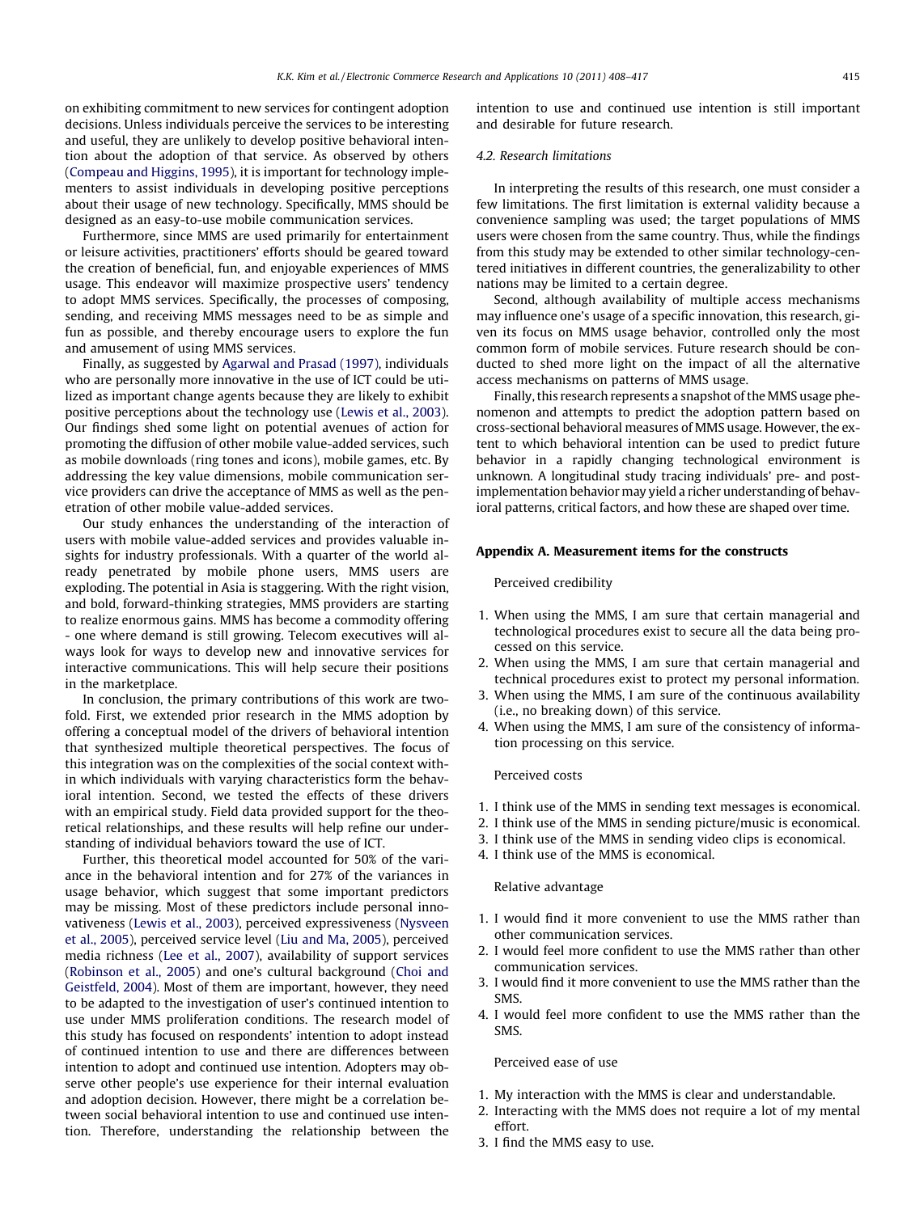on exhibiting commitment to new services for contingent adoption decisions. Unless individuals perceive the services to be interesting and useful, they are unlikely to develop positive behavioral intention about the adoption of that service. As observed by others (Compeau and Higgins, 1995), it is important for technology implementers to assist individuals in developing positive perceptions about their usage of new technology. Specifically, MMS should be designed as an easy-to-use mobile communication services.

Furthermore, since MMS are used primarily for entertainment or leisure activities, practitioners' efforts should be geared toward the creation of beneficial, fun, and enjoyable experiences of MMS usage. This endeavor will maximize prospective users' tendency to adopt MMS services. Specifically, the processes of composing, sending, and receiving MMS messages need to be as simple and fun as possible, and thereby encourage users to explore the fun and amusement of using MMS services.

Finally, as suggested by Agarwal and Prasad (1997), individuals who are personally more innovative in the use of ICT could be utilized as important change agents because they are likely to exhibit positive perceptions about the technology use (Lewis et al., 2003). Our findings shed some light on potential avenues of action for promoting the diffusion of other mobile value-added services, such as mobile downloads (ring tones and icons), mobile games, etc. By addressing the key value dimensions, mobile communication service providers can drive the acceptance of MMS as well as the penetration of other mobile value-added services.

Our study enhances the understanding of the interaction of users with mobile value-added services and provides valuable insights for industry professionals. With a quarter of the world already penetrated by mobile phone users, MMS users are exploding. The potential in Asia is staggering. With the right vision, and bold, forward-thinking strategies, MMS providers are starting to realize enormous gains. MMS has become a commodity offering - one where demand is still growing. Telecom executives will always look for ways to develop new and innovative services for interactive communications. This will help secure their positions in the marketplace.

In conclusion, the primary contributions of this work are twofold. First, we extended prior research in the MMS adoption by offering a conceptual model of the drivers of behavioral intention that synthesized multiple theoretical perspectives. The focus of this integration was on the complexities of the social context within which individuals with varying characteristics form the behavioral intention. Second, we tested the effects of these drivers with an empirical study. Field data provided support for the theoretical relationships, and these results will help refine our understanding of individual behaviors toward the use of ICT.

Further, this theoretical model accounted for 50% of the variance in the behavioral intention and for 27% of the variances in usage behavior, which suggest that some important predictors may be missing. Most of these predictors include personal innovativeness (Lewis et al., 2003), perceived expressiveness (Nysveen et al., 2005), perceived service level (Liu and Ma, 2005), perceived media richness (Lee et al., 2007), availability of support services (Robinson et al., 2005) and one's cultural background (Choi and Geistfeld, 2004). Most of them are important, however, they need to be adapted to the investigation of user's continued intention to use under MMS proliferation conditions. The research model of this study has focused on respondents' intention to adopt instead of continued intention to use and there are differences between intention to adopt and continued use intention. Adopters may observe other people's use experience for their internal evaluation and adoption decision. However, there might be a correlation between social behavioral intention to use and continued use intention. Therefore, understanding the relationship between the intention to use and continued use intention is still important and desirable for future research.

### 4.2. Research limitations

In interpreting the results of this research, one must consider a few limitations. The first limitation is external validity because a convenience sampling was used; the target populations of MMS users were chosen from the same country. Thus, while the findings from this study may be extended to other similar technology-centered initiatives in different countries, the generalizability to other nations may be limited to a certain degree.

Second, although availability of multiple access mechanisms may influence one's usage of a specific innovation, this research, given its focus on MMS usage behavior, controlled only the most common form of mobile services. Future research should be conducted to shed more light on the impact of all the alternative access mechanisms on patterns of MMS usage.

Finally, this research represents a snapshot of the MMS usage phenomenon and attempts to predict the adoption pattern based on cross-sectional behavioral measures of MMS usage. However, the extent to which behavioral intention can be used to predict future behavior in a rapidly changing technological environment is unknown. A longitudinal study tracing individuals' pre- and post-implementation behavior may yield a richer understanding of behavioral patterns, critical factors, and how these are shaped over time.

## Appendix A. Measurement items for the constructs

Perceived credibility

1. When using the MMS, I am sure that certain managerial and technological procedures exist to secure all the data being processed on this service.
2. When using the MMS, I am sure that certain managerial and technical procedures exist to protect my personal information.
3. When using the MMS, I am sure of the continuous availability (i.e., no breaking down) of this service.
4. When using the MMS, I am sure of the consistency of information processing on this service.

Perceived costs

1. I think use of the MMS in sending text messages is economical.
2. I think use of the MMS in sending picture/music is economical.
3. I think use of the MMS in sending video clips is economical.
4. I think use of the MMS is economical.

Relative advantage

1. I would find it more convenient to use the MMS rather than other communication services.
2. I would feel more confident to use the MMS rather than other communication services.
3. I would find it more convenient to use the MMS rather than the SMS.
4. I would feel more confident to use the MMS rather than the SMS.

Perceived ease of use

1. My interaction with the MMS is clear and understandable.
2. Interacting with the MMS does not require a lot of my mental effort.
3. I find the MMS easy to use.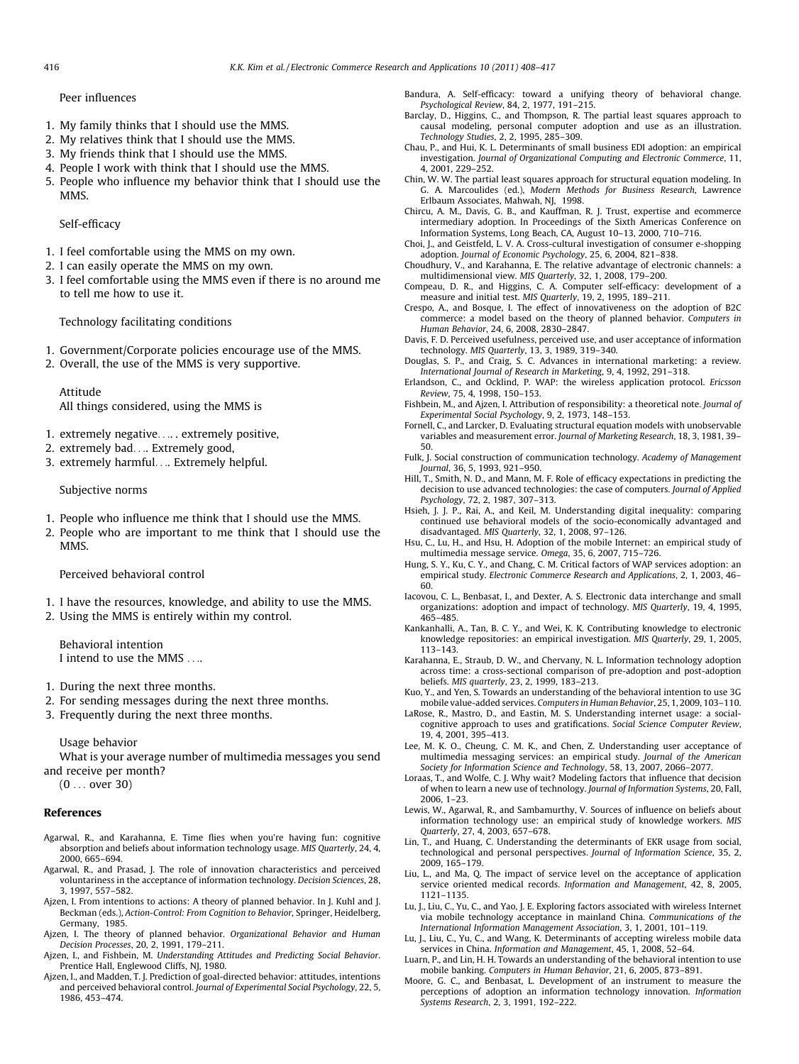Peer influences

1. My family thinks that I should use the MMS.
2. My relatives think that I should use the MMS.
3. My friends think that I should use the MMS.
4. People I work with think that I should use the MMS.
5. People who influence my behavior think that I should use the MMS.

Self-efficacy

1. I feel comfortable using the MMS on my own.
2. I can easily operate the MMS on my own.
3. I feel comfortable using the MMS even if there is no around me to tell me how to use it.

Technology facilitating conditions

1. Government/Corporate policies encourage use of the MMS.
2. Overall, the use of the MMS is very supportive.

Attitude

All things considered, using the MMS is

1. extremely negative…. . extremely positive,
2. extremely bad…. Extremely good,
3. extremely harmful…. Extremely helpful.

Subjective norms

1. People who influence me think that I should use the MMS.
2. People who are important to me think that I should use the MMS.

Perceived behavioral control

1. I have the resources, knowledge, and ability to use the MMS.
2. Using the MMS is entirely within my control.

Behavioral intention

I intend to use the MMS ….

1. During the next three months.
2. For sending messages during the next three months.
3. Frequently during the next three months.

Usage behavior

What is your average number of multimedia messages you send and receive per month?

(0 … over 30)

## References

Agarwal, R., and Karahanna, E. Time flies when you're having fun: cognitive absorption and beliefs about information technology usage. *MIS Quarterly*, 24, 4, 2000, 665–694.

Agarwal, R., and Prasad, J. The role of innovation characteristics and perceived voluntariness in the acceptance of information technology. *Decision Sciences*, 28, 3, 1997, 557–582.

Ajzen, I. From intentions to actions: A theory of planned behavior. In J. Kuhl and J. Beckman (eds.), *Action-Control: From Cognition to Behavior*, Springer, Heidelberg, Germany, 1985.

Ajzen, I. The theory of planned behavior. *Organizational Behavior and Human Decision Processes*, 20, 2, 1991, 179–211.

Ajzen, I., and Fishbein, M. *Understanding Attitudes and Predicting Social Behavior*. Prentice Hall, Englewood Cliffs, NJ, 1980.

Ajzen, I., and Madden, T. J. Prediction of goal-directed behavior: attitudes, intentions and perceived behavioral control. *Journal of Experimental Social Psychology*, 22, 5, 1986, 453–474.

Bandura, A. Self-efficacy: toward a unifying theory of behavioral change. *Psychological Review*, 84, 2, 1977, 191–215.

Barclay, D., Higgins, C., and Thompson, R. The partial least squares approach to causal modeling, personal computer adoption and use as an illustration. *Technology Studies*, 2, 2, 1995, 285–309.

Chau, P., and Hui, K. L. Determinants of small business EDI adoption: an empirical investigation. *Journal of Organizational Computing and Electronic Commerce*, 11, 4, 2001, 229–252.

Chin, W. W. The partial least squares approach for structural equation modeling. In G. A. Marcoulides (ed.), *Modern Methods for Business Research*, Lawrence Erlbaum Associates, Mahwah, NJ, 1998.

Chircu, A. M., Davis, G. B., and Kauffman, R. J. Trust, expertise and ecommerce intermediary adoption. In Proceedings of the Sixth Americas Conference on Information Systems, Long Beach, CA, August 10–13, 2000, 710–716.

Choi, J., and Geistfeld, L. V. A. Cross-cultural investigation of consumer e-shopping adoption. *Journal of Economic Psychology*, 25, 6, 2004, 821–838.

Choudhury, V., and Karahanna, E. The relative advantage of electronic channels: a multidimensional view. *MIS Quarterly*, 32, 1, 2008, 179–200.

Compeau, D. R., and Higgins, C. A. Computer self-efficacy: development of a measure and initial test. *MIS Quarterly*, 19, 2, 1995, 189–211.

Crespo, A., and Bosque, I. The effect of innovativeness on the adoption of B2C commerce: a model based on the theory of planned behavior. *Computers in Human Behavior*, 24, 6, 2008, 2830–2847.

Davis, F. D. Perceived usefulness, perceived use, and user acceptance of information technology. *MIS Quarterly*, 13, 3, 1989, 319–340.

Douglas, S. P., and Craig, S. C. Advances in international marketing: a review. *International Journal of Research in Marketing*, 9, 4, 1992, 291–318.

Erlandson, C., and Ocklind, P. WAP: the wireless application protocol. *Ericsson Review*, 75, 4, 1998, 150–153.

Fishbein, M., and Ajzen, I. Attribution of responsibility: a theoretical note. *Journal of Experimental Social Psychology*, 9, 2, 1973, 148–153.

Fornell, C., and Larcker, D. Evaluating structural equation models with unobservable variables and measurement error. *Journal of Marketing Research*, 18, 3, 1981, 39–50.

Fulk, J. Social construction of communication technology. *Academy of Management Journal*, 36, 5, 1993, 921–950.

Hill, T., Smith, N. D., and Mann, M. F. Role of efficacy expectations in predicting the decision to use advanced technologies: the case of computers. *Journal of Applied Psychology*, 72, 2, 1987, 307–313.

Hsieh, J. J. P., Rai, A., and Keil, M. Understanding digital inequality: comparing continued use behavioral models of the socio-economically advantaged and disadvantaged. *MIS Quarterly*, 32, 1, 2008, 97–126.

Hsu, C., Lu, H., and Hsu, H. Adoption of the mobile Internet: an empirical study of multimedia message service. *Omega*, 35, 6, 2007, 715–726.

Hung, S. Y., Ku, C. Y., and Chang, C. M. Critical factors of WAP services adoption: an empirical study. *Electronic Commerce Research and Applications*, 2, 1, 2003, 46–60.

Iacovou, C. L., Benbasat, I., and Dexter, A. S. Electronic data interchange and small organizations: adoption and impact of technology. *MIS Quarterly*, 19, 4, 1995, 465–485.

Kankanhalli, A., Tan, B. C. Y., and Wei, K. K. Contributing knowledge to electronic knowledge repositories: an empirical investigation. *MIS Quarterly*, 29, 1, 2005, 113–143.

Karahanna, E., Straub, D. W., and Chervany, N. L. Information technology adoption across time: a cross-sectional comparison of pre-adoption and post-adoption beliefs. *MIS quarterly*, 23, 2, 1999, 183–213.

Kuo, Y., and Yen, S. Towards an understanding of the behavioral intention to use 3G mobile value-added services. *Computers in Human Behavior*, 25, 1, 2009, 103–110.

LaRose, R., Mastro, D., and Eastin, M. S. Understanding internet usage: a social-cognitive approach to uses and gratifications. *Social Science Computer Review*, 19, 4, 2001, 395–413.

Lee, M. K. O., Cheung, C. M. K., and Chen, Z. Understanding user acceptance of multimedia messaging services: an empirical study. *Journal of the American Society for Information Science and Technology*, 58, 13, 2007, 2066–2077.

Loraas, T., and Wolfe, C. J. Why wait? Modeling factors that influence that decision of when to learn a new use of technology. *Journal of Information Systems*, 20, Fall, 2006, 1–23.

Lewis, W., Agarwal, R., and Sambamurthy, V. Sources of influence on beliefs about information technology use: an empirical study of knowledge workers. *MIS Quarterly*, 27, 4, 2003, 657–678.

Lin, T., and Huang, C. Understanding the determinants of EKR usage from social, technological and personal perspectives. *Journal of Information Science*, 35, 2, 2009, 165–179.

Liu, L., and Ma, Q. The impact of service level on the acceptance of application service oriented medical records. *Information and Management*, 42, 8, 2005, 1121–1135.

Lu, J., Liu, C., Yu, C., and Yao, J. E. Exploring factors associated with wireless Internet via mobile technology acceptance in mainland China. *Communications of the International Information Management Association*, 3, 1, 2001, 101–119.

Lu, J., Liu, C., Yu, C., and Wang, K. Determinants of accepting wireless mobile data services in China. *Information and Management*, 45, 1, 2008, 52–64.

Luarn, P., and Lin, H. H. Towards an understanding of the behavioral intention to use mobile banking. *Computers in Human Behavior*, 21, 6, 2005, 873–891.

Moore, G. C., and Benbasat, L. Development of an instrument to measure the perceptions of adoption an information technology innovation. *Information Systems Research*, 2, 3, 1991, 192–222.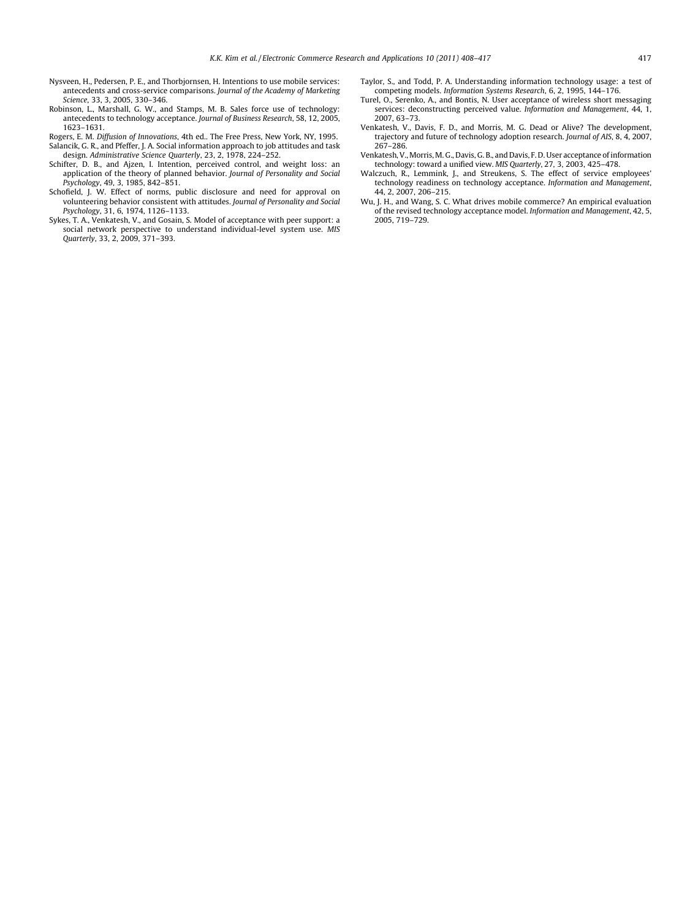Nysveen, H., Pedersen, P. E., and Thorbjornsen, H. Intentions to use mobile services: antecedents and cross-service comparisons. *Journal of the Academy of Marketing Science*, 33, 3, 2005, 330–346.

Robinson, L., Marshall, G. W., and Stamps, M. B. Sales force use of technology: antecedents to technology acceptance. *Journal of Business Research*, 58, 12, 2005, 1623–1631.

Rogers, E. M. *Diffusion of Innovations*, 4th ed.. The Free Press, New York, NY, 1995.

Salancik, G. R., and Pfeffer, J. A. Social information approach to job attitudes and task design. *Administrative Science Quarterly*, 23, 2, 1978, 224–252.

Schifter, D. B., and Ajzen, I. Intention, perceived control, and weight loss: an application of the theory of planned behavior. *Journal of Personality and Social Psychology*, 49, 3, 1985, 842–851.

Schofield, J. W. Effect of norms, public disclosure and need for approval on volunteering behavior consistent with attitudes. *Journal of Personality and Social Psychology*, 31, 6, 1974, 1126–1133.

Sykes, T. A., Venkatesh, V., and Gosain, S. Model of acceptance with peer support: a social network perspective to understand individual-level system use. *MIS Quarterly*, 33, 2, 2009, 371–393.

Taylor, S., and Todd, P. A. Understanding information technology usage: a test of competing models. *Information Systems Research*, 6, 2, 1995, 144–176.

Turel, O., Serenko, A., and Bontis, N. User acceptance of wireless short messaging services: deconstructing perceived value. *Information and Management*, 44, 1, 2007, 63–73.

Venkatesh, V., Davis, F. D., and Morris, M. G. Dead or Alive? The development, trajectory and future of technology adoption research. *Journal of AIS*, 8, 4, 2007, 267–286.

Venkatesh, V., Morris, M. G., Davis, G. B., and Davis, F. D. User acceptance of information technology: toward a unified view. *MIS Quarterly*, 27, 3, 2003, 425–478.

Walczuch, R., Lemmink, J., and Streukens, S. The effect of service employees' technology readiness on technology acceptance. *Information and Management*, 44, 2, 2007, 206–215.

Wu, J. H., and Wang, S. C. What drives mobile commerce? An empirical evaluation of the revised technology acceptance model. *Information and Management*, 42, 5, 2005, 719–729.